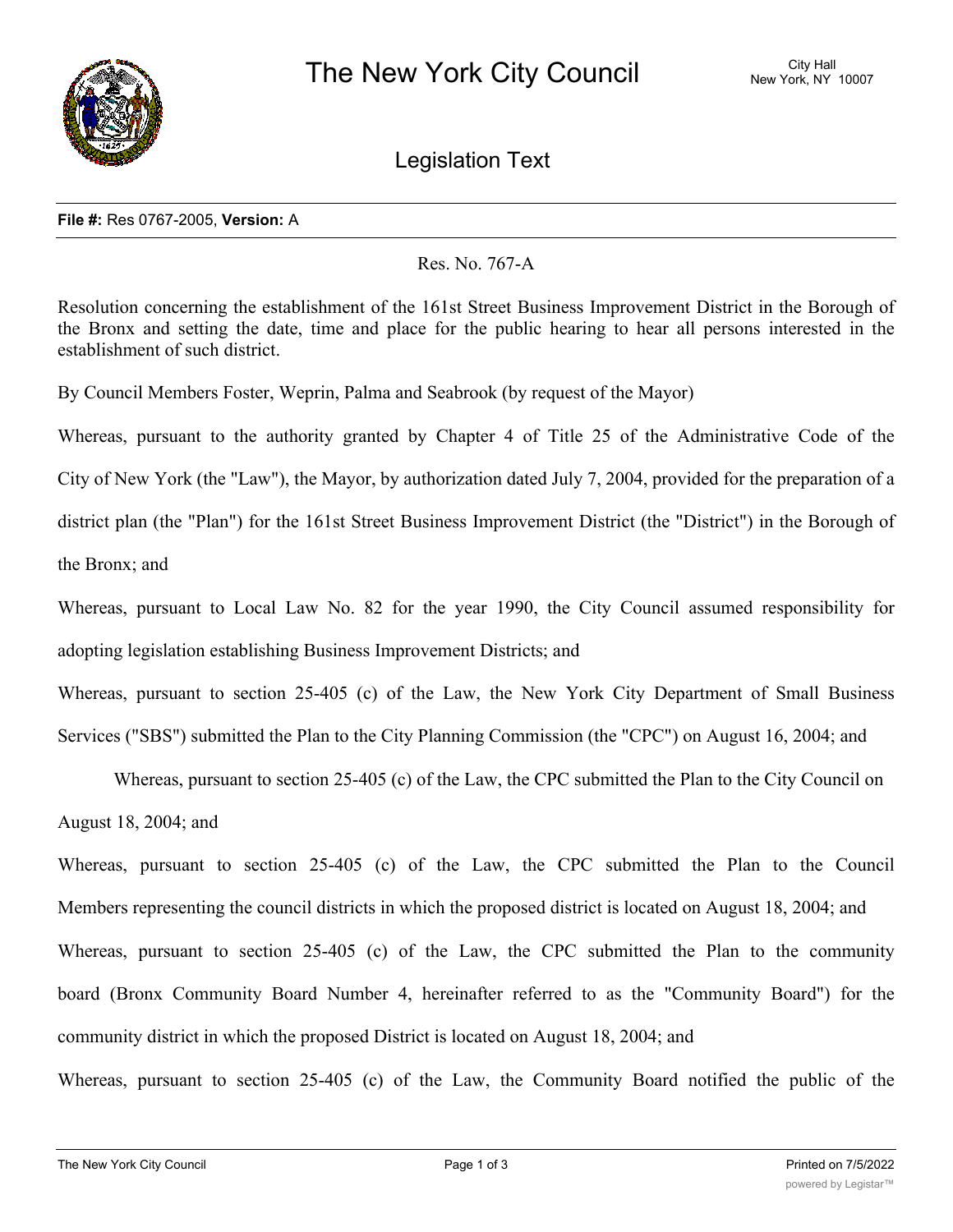# The New York City Council

City Hall
New York, NY 10007

## Legislation Text

**File #:** Res 0767-2005, **Version:** A

Res. No. 767-A

Resolution concerning the establishment of the 161st Street Business Improvement District in the Borough of the Bronx and setting the date, time and place for the public hearing to hear all persons interested in the establishment of such district.

By Council Members Foster, Weprin, Palma and Seabrook (by request of the Mayor)

Whereas, pursuant to the authority granted by Chapter 4 of Title 25 of the Administrative Code of the City of New York (the "Law"), the Mayor, by authorization dated July 7, 2004, provided for the preparation of a district plan (the "Plan") for the 161st Street Business Improvement District (the "District") in the Borough of the Bronx; and

Whereas, pursuant to Local Law No. 82 for the year 1990, the City Council assumed responsibility for adopting legislation establishing Business Improvement Districts; and

Whereas, pursuant to section 25-405 (c) of the Law, the New York City Department of Small Business Services ("SBS") submitted the Plan to the City Planning Commission (the "CPC") on August 16, 2004; and

Whereas, pursuant to section 25-405 (c) of the Law, the CPC submitted the Plan to the City Council on August 18, 2004; and

Whereas, pursuant to section 25-405 (c) of the Law, the CPC submitted the Plan to the Council Members representing the council districts in which the proposed district is located on August 18, 2004; and

Whereas, pursuant to section 25-405 (c) of the Law, the CPC submitted the Plan to the community board (Bronx Community Board Number 4, hereinafter referred to as the "Community Board") for the community district in which the proposed District is located on August 18, 2004; and

Whereas, pursuant to section 25-405 (c) of the Law, the Community Board notified the public of the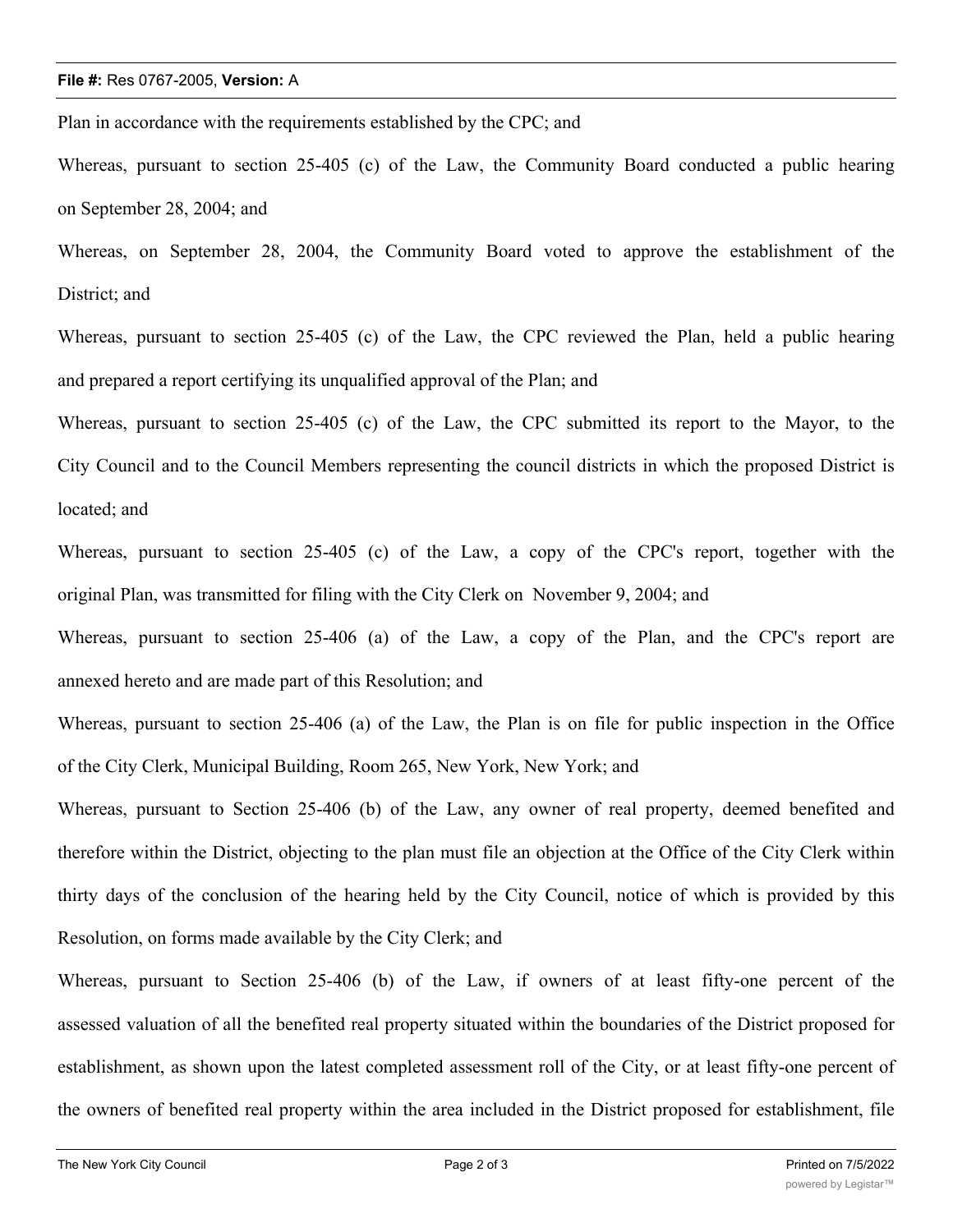Plan in accordance with the requirements established by the CPC; and

Whereas, pursuant to section 25-405 (c) of the Law, the Community Board conducted a public hearing on September 28, 2004; and

Whereas, on September 28, 2004, the Community Board voted to approve the establishment of the District; and

Whereas, pursuant to section 25-405 (c) of the Law, the CPC reviewed the Plan, held a public hearing and prepared a report certifying its unqualified approval of the Plan; and

Whereas, pursuant to section 25-405 (c) of the Law, the CPC submitted its report to the Mayor, to the City Council and to the Council Members representing the council districts in which the proposed District is located; and

Whereas, pursuant to section 25-405 (c) of the Law, a copy of the CPC's report, together with the original Plan, was transmitted for filing with the City Clerk on November 9, 2004; and

Whereas, pursuant to section 25-406 (a) of the Law, a copy of the Plan, and the CPC's report are annexed hereto and are made part of this Resolution; and

Whereas, pursuant to section 25-406 (a) of the Law, the Plan is on file for public inspection in the Office of the City Clerk, Municipal Building, Room 265, New York, New York; and

Whereas, pursuant to Section 25-406 (b) of the Law, any owner of real property, deemed benefited and therefore within the District, objecting to the plan must file an objection at the Office of the City Clerk within thirty days of the conclusion of the hearing held by the City Council, notice of which is provided by this Resolution, on forms made available by the City Clerk; and

Whereas, pursuant to Section 25-406 (b) of the Law, if owners of at least fifty-one percent of the assessed valuation of all the benefited real property situated within the boundaries of the District proposed for establishment, as shown upon the latest completed assessment roll of the City, or at least fifty-one percent of the owners of benefited real property within the area included in the District proposed for establishment, file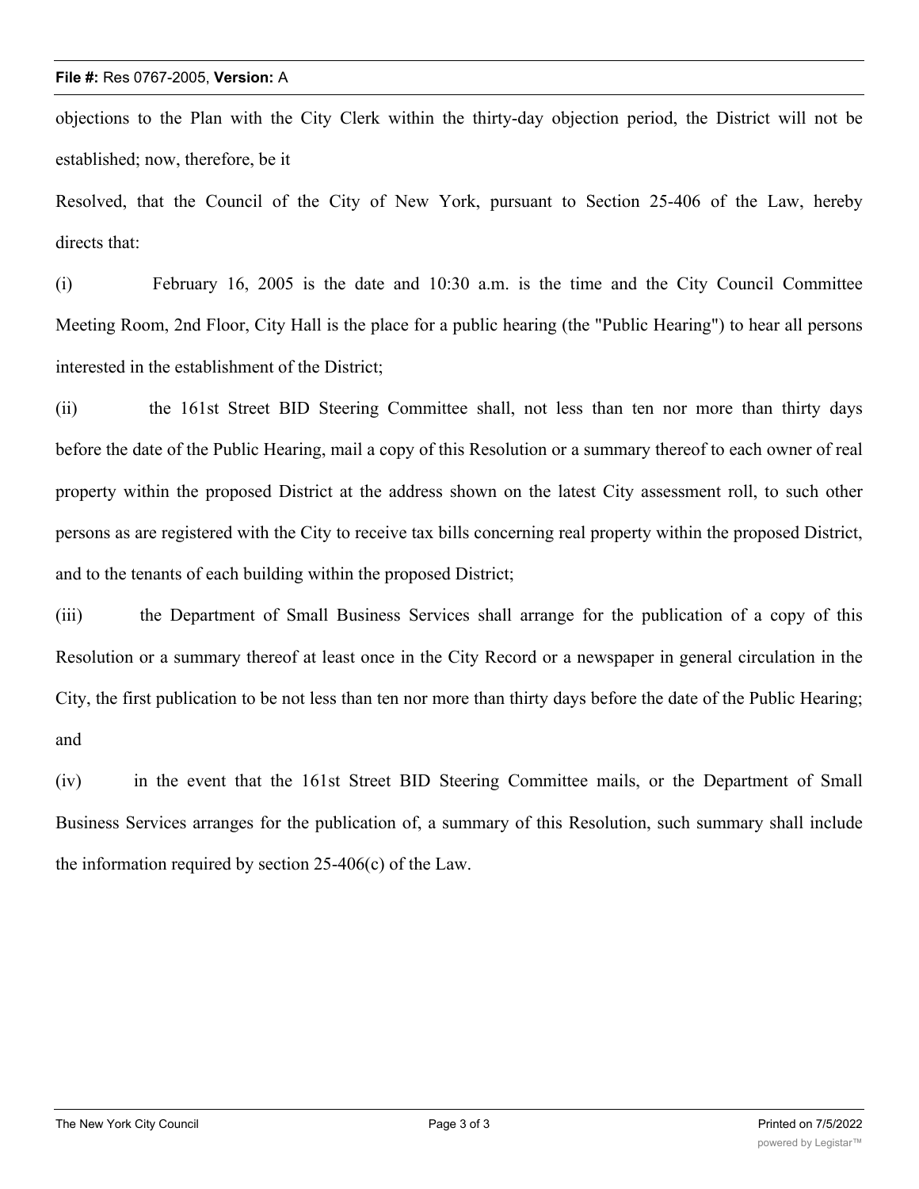objections to the Plan with the City Clerk within the thirty-day objection period, the District will not be established; now, therefore, be it

Resolved, that the Council of the City of New York, pursuant to Section 25-406 of the Law, hereby directs that:

(i) February 16, 2005 is the date and 10:30 a.m. is the time and the City Council Committee Meeting Room, 2nd Floor, City Hall is the place for a public hearing (the "Public Hearing") to hear all persons interested in the establishment of the District;

(ii) the 161st Street BID Steering Committee shall, not less than ten nor more than thirty days before the date of the Public Hearing, mail a copy of this Resolution or a summary thereof to each owner of real property within the proposed District at the address shown on the latest City assessment roll, to such other persons as are registered with the City to receive tax bills concerning real property within the proposed District, and to the tenants of each building within the proposed District;

(iii) the Department of Small Business Services shall arrange for the publication of a copy of this Resolution or a summary thereof at least once in the City Record or a newspaper in general circulation in the City, the first publication to be not less than ten nor more than thirty days before the date of the Public Hearing; and

(iv) in the event that the 161st Street BID Steering Committee mails, or the Department of Small Business Services arranges for the publication of, a summary of this Resolution, such summary shall include the information required by section 25-406(c) of the Law.